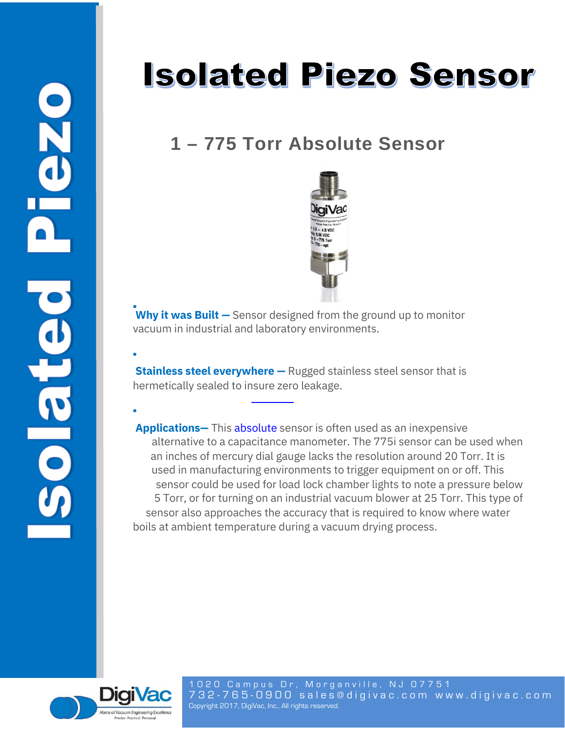# Isolated Piezo Sensor

## 1 – 775 Torr Absolute Sensor

- **Why it was Built —** Sensor designed from the ground up to monitor vacuum in industrial and laboratory environments.

- **Stainless steel everywhere —** Rugged stainless steel sensor that is hermetically sealed to insure zero leakage.

- **Applications—** This absolute sensor is often used as an inexpensive alternative to a capacitance manometer. The 775i sensor can be used when an inches of mercury dial gauge lacks the resolution around 20 Torr. It is used in manufacturing environments to trigger equipment on or off. This sensor could be used for load lock chamber lights to note a pressure below 5 Torr, or for turning on an industrial vacuum blower at 25 Torr. This type of sensor also approaches the accuracy that is required to know where water boils at ambient temperature during a vacuum drying process.

1020 Campus Dr, Morganville, NJ 07751
732-765-0900 sales@digivac.com www.digivac.com
Copyright 2017, DigiVac, Inc., All rights reserved.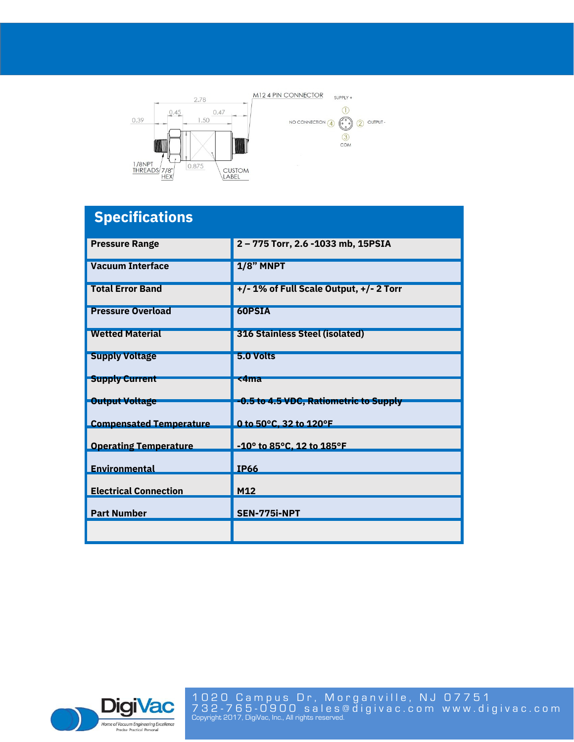M12 4 PIN CONNECTOR

2.78

0.39

0.45

1.50

0.47

1/8NPT THREADS

7/8" HEX

0.875

CUSTOM LABEL

SUPPLY +

① ② ③ ④

NO CONNECTION

OUTPUT -

COM

## Specifications

| | |
|---|---|
| **Pressure Range** | **2 – 775 Torr, 2.6 -1033 mb, 15PSIA** |
| **Vacuum Interface** | **1/8" MNPT** |
| **Total Error Band** | **+/- 1% of Full Scale Output, +/- 2 Torr** |
| **Pressure Overload** | **60PSIA** |
| **Wetted Material** | **316 Stainless Steel (isolated)** |
| **Supply Voltage** | **5.0 Volts** |
| **Supply Current** | **<4ma** |
| **Output Voltage** | **-0.5 to 4.5 VDC, Ratiometric to Supply** |
| **Compensated Temperature** | **0 to 50°C, 32 to 120°F** |
| **Operating Temperature** | **-10° to 85°C, 12 to 185°F** |
| **Environmental** | **IP66** |
| **Electrical Connection** | **M12** |
| **Part Number** | **SEN-775i-NPT** |
| | |

DigiVac
Home of Vacuum Engineering Excellence
Precise Practical Personal

1020 Campus Dr, Morganville, NJ 07751
732-765-0900 sales@digivac.com www.digivac.com
Copyright 2017, DigiVac, Inc., All rights reserved.